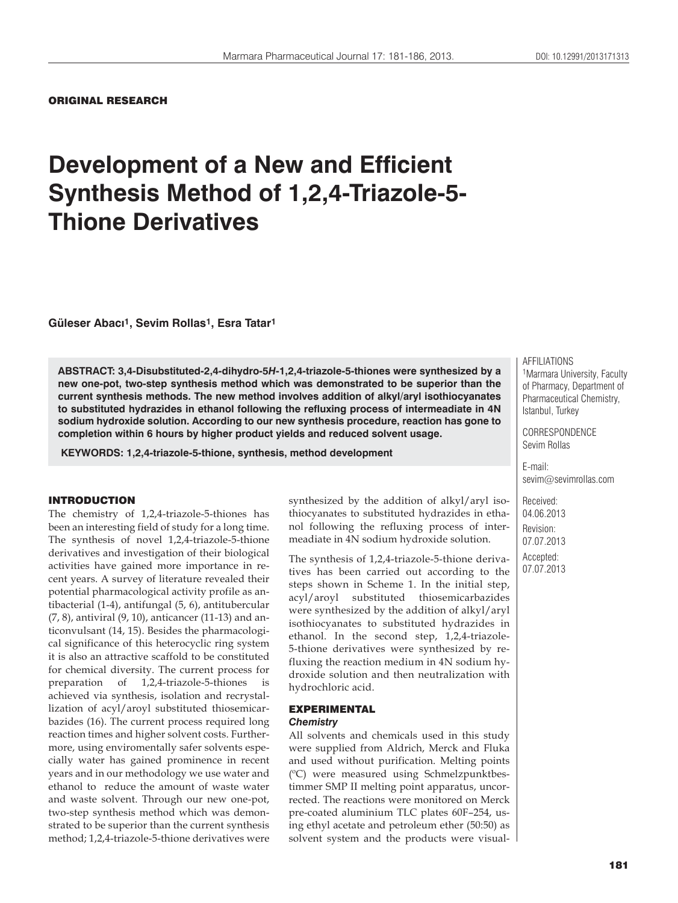ORIGINAL RESEARCH

# Development of a New and Efficient Synthesis Method of 1,2,4-Triazole-5-Thione Derivatives

**Güleser Abacı[1], Sevim Rollas[1], Esra Tatar[1]**

**ABSTRACT: 3,4-Disubstituted-2,4-dihydro-5*H*-1,2,4-triazole-5-thiones were synthesized by a new one-pot, two-step synthesis method which was demonstrated to be superior than the current synthesis methods. The new method involves addition of alkyl/aryl isothiocyanates to substituted hydrazides in ethanol following the refluxing process of intermeadiate in 4N sodium hydroxide solution. According to our new synthesis procedure, reaction has gone to completion within 6 hours by higher product yields and reduced solvent usage.**

**KEYWORDS: 1,2,4-triazole-5-thione, synthesis, method development**

AFFILIATIONS
[1]Marmara University, Faculty of Pharmacy, Department of Pharmaceutical Chemistry, Istanbul, Turkey

CORRESPONDENCE
Sevim Rollas

E-mail:
sevim@sevimrollas.com

Received:
04.06.2013

Revision:
07.07.2013

Accepted:
07.07.2013

## INTRODUCTION

The chemistry of 1,2,4-triazole-5-thiones has been an interesting field of study for a long time. The synthesis of novel 1,2,4-triazole-5-thione derivatives and investigation of their biological activities have gained more importance in recent years. A survey of literature revealed their potential pharmacological activity profile as antibacterial (1-4), antifungal (5, 6), antitubercular (7, 8), antiviral (9, 10), anticancer (11-13) and anticonvulsant (14, 15). Besides the pharmacological significance of this heterocyclic ring system it is also an attractive scaffold to be constituted for chemical diversity. The current process for preparation of 1,2,4-triazole-5-thiones is achieved via synthesis, isolation and recrystallization of acyl/aroyl substituted thiosemicarbazides (16). The current process required long reaction times and higher solvent costs. Furthermore, using enviromentally safer solvents especially water has gained prominence in recent years and in our methodology we use water and ethanol to reduce the amount of waste water and waste solvent. Through our new one-pot, two-step synthesis method which was demonstrated to be superior than the current synthesis method; 1,2,4-triazole-5-thione derivatives were synthesized by the addition of alkyl/aryl isothiocyanates to substituted hydrazides in ethanol following the refluxing process of intermeadiate in 4N sodium hydroxide solution.

The synthesis of 1,2,4-triazole-5-thione derivatives has been carried out according to the steps shown in Scheme 1. In the initial step, acyl/aroyl substituted thiosemicarbazides were synthesized by the addition of alkyl/aryl isothiocyanates to substituted hydrazides in ethanol. In the second step, 1,2,4-triazole-5-thione derivatives were synthesized by refluxing the reaction medium in 4N sodium hydroxide solution and then neutralization with hydrochloric acid.

## EXPERIMENTAL

### *Chemistry*

All solvents and chemicals used in this study were supplied from Aldrich, Merck and Fluka and used without purification. Melting points (ºC) were measured using Schmelzpunktbestimmer SMP II melting point apparatus, uncorrected. The reactions were monitored on Merck pre-coated aluminium TLC plates 60F–254, using ethyl acetate and petroleum ether (50:50) as solvent system and the products were visual-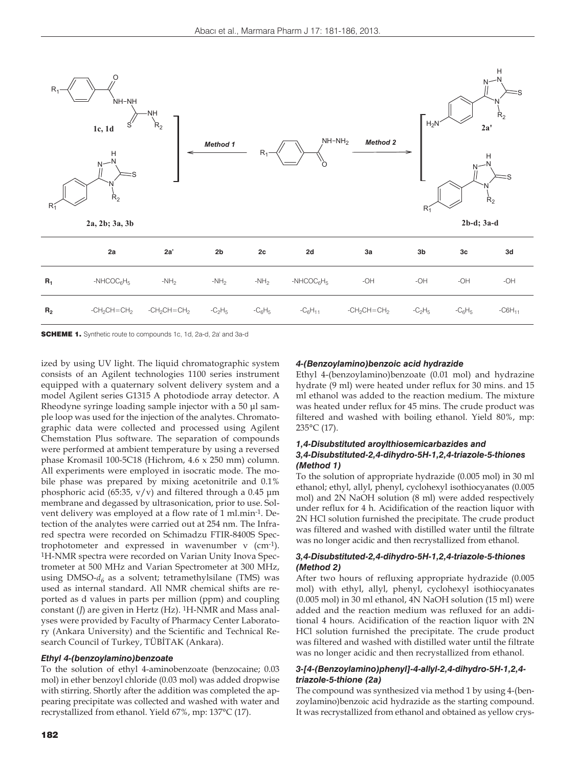|  | 2a | 2a' | 2b | 2c | 2d | 3a | 3b | 3c | 3d |
|---|---|---|---|---|---|---|---|---|---|
| $R_1$ | $-NHCOC_6H_5$ | $-NH_2$ | $-NH_2$ | $-NH_2$ | $-NHCOC_6H_5$ | -OH | -OH | -OH | -OH |
| $R_2$ | $-CH_2CH{=}CH_2$ | $-CH_2CH{=}CH_2$ | $-C_2H_5$ | $-C_6H_5$ | $-C_6H_{11}$ | $-CH_2CH{=}CH_2$ | $-C_2H_5$ | $-C_6H_5$ | $-C6H_{11}$ |

**SCHEME 1.** Synthetic route to compounds 1c, 1d, 2a-d, 2a' and 3a-d

ized by using UV light. The liquid chromatographic system consists of an Agilent technologies 1100 series instrument equipped with a quaternary solvent delivery system and a model Agilent series G1315 A photodiode array detector. A Rheodyne syringe loading sample injector with a 50 µl sample loop was used for the injection of the analytes. Chromatographic data were collected and processed using Agilent Chemstation Plus software. The separation of compounds were performed at ambient temperature by using a reversed phase Kromasil 100-5C18 (Hichrom, 4.6 x 250 mm) column. All experiments were employed in isocratic mode. The mobile phase was prepared by mixing acetonitrile and 0.1% phosphoric acid (65:35, v/v) and filtered through a 0.45 µm membrane and degassed by ultrasonication, prior to use. Solvent delivery was employed at a flow rate of 1 ml.min$^{-1}$. Detection of the analytes were carried out at 254 nm. The Infrared spectra were recorded on Schimadzu FTIR-8400S Spectrophotometer and expressed in wavenumber ν (cm$^{-1}$). $^1$H-NMR spectra were recorded on Varian Unity Inova Spectrometer at 500 MHz and Varian Spectrometer at 300 MHz, using DMSO-$d_6$ as a solvent; tetramethylsilane (TMS) was used as internal standard. All NMR chemical shifts are reported as d values in parts per million (ppm) and coupling constant (*J*) are given in Hertz (Hz). $^1$H-NMR and Mass analyses were provided by Faculty of Pharmacy Center Laboratory (Ankara University) and the Scientific and Technical Research Council of Turkey, TÜBİTAK (Ankara).

#### *Ethyl 4-(benzoylamino)benzoate*

To the solution of ethyl 4-aminobenzoate (benzocaine; 0.03 mol) in ether benzoyl chloride (0.03 mol) was added dropwise with stirring. Shortly after the addition was completed the appearing precipitate was collected and washed with water and recrystallized from ethanol. Yield 67%, mp: 137°C (17).

#### *4-(Benzoylamino)benzoic acid hydrazide*

Ethyl 4-(benzoylamino)benzoate (0.01 mol) and hydrazine hydrate (9 ml) were heated under reflux for 30 mins. and 15 ml ethanol was added to the reaction medium. The mixture was heated under reflux for 45 mins. The crude product was filtered and washed with boiling ethanol. Yield 80%, mp: 235°C (17).

#### *1,4-Disubstituted aroylthiosemicarbazides and 3,4-Disubstituted-2,4-dihydro-5H-1,2,4-triazole-5-thiones (Method 1)*

To the solution of appropriate hydrazide (0.005 mol) in 30 ml ethanol; ethyl, allyl, phenyl, cyclohexyl isothiocyanates (0.005 mol) and 2N NaOH solution (8 ml) were added respectively under reflux for 4 h. Acidification of the reaction liquor with 2N HCl solution furnished the precipitate. The crude product was filtered and washed with distilled water until the filtrate was no longer acidic and then recrystallized from ethanol.

#### *3,4-Disubstituted-2,4-dihydro-5H-1,2,4-triazole-5-thiones (Method 2)*

After two hours of refluxing appropriate hydrazide (0.005 mol) with ethyl, allyl, phenyl, cyclohexyl isothiocyanates (0.005 mol) in 30 ml ethanol, 4N NaOH solution (15 ml) were added and the reaction medium was refluxed for an additional 4 hours. Acidification of the reaction liquor with 2N HCl solution furnished the precipitate. The crude product was filtered and washed with distilled water until the filtrate was no longer acidic and then recrystallized from ethanol.

#### *3-[4-(Benzoylamino)phenyl]-4-allyl-2,4-dihydro-5H-1,2,4-triazole-5-thione (2a)*

The compound was synthesized via method 1 by using 4-(benzoylamino)benzoic acid hydrazide as the starting compound. It was recrystallized from ethanol and obtained as yellow crys-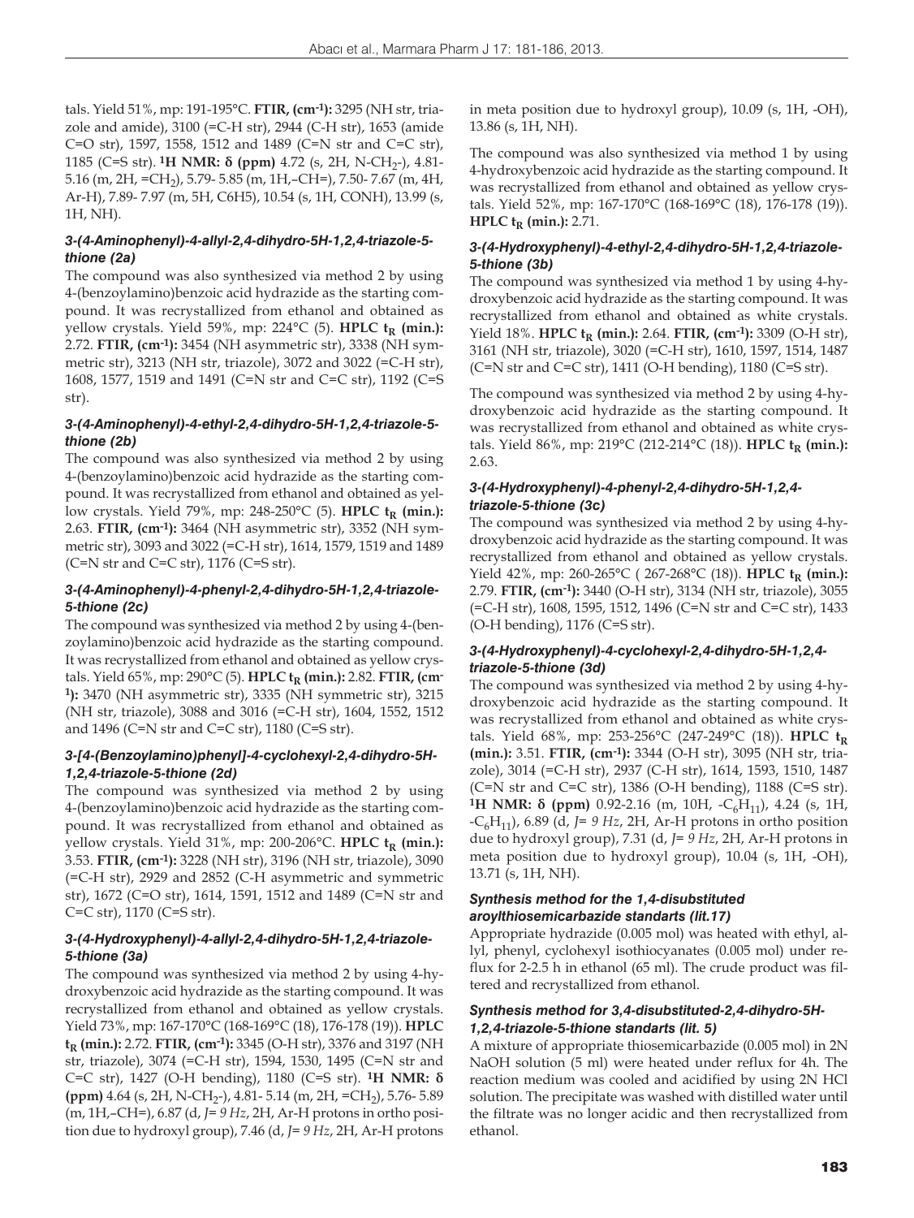tals. Yield 51%, mp: 191-195°C. **FTIR, ($cm^{-1}$):** 3295 (NH str, triazole and amide), 3100 (=C-H str), 2944 (C-H str), 1653 (amide C=O str), 1597, 1558, 1512 and 1489 (C=N str and C=C str), 1185 (C=S str). **$^1$H NMR: δ (ppm)** 4.72 (s, 2H, N-$CH_2$-), 4.81-5.16 (m, 2H, =$CH_2$), 5.79- 5.85 (m, 1H,–CH=), 7.50- 7.67 (m, 4H, Ar-H), 7.89- 7.97 (m, 5H, C6H5), 10.54 (s, 1H, CONH), 13.99 (s, 1H, NH).

### *3-(4-Aminophenyl)-4-allyl-2,4-dihydro-5H-1,2,4-triazole-5-thione (2a)*

The compound was also synthesized via method 2 by using 4-(benzoylamino)benzoic acid hydrazide as the starting compound. It was recrystallized from ethanol and obtained as yellow crystals. Yield 59%, mp: 224°C (5). **HPLC $t_R$ (min.):** 2.72. **FTIR, ($cm^{-1}$):** 3454 (NH asymmetric str), 3338 (NH symmetric str), 3213 (NH str, triazole), 3072 and 3022 (=C-H str), 1608, 1577, 1519 and 1491 (C=N str and C=C str), 1192 (C=S str).

### *3-(4-Aminophenyl)-4-ethyl-2,4-dihydro-5H-1,2,4-triazole-5-thione (2b)*

The compound was also synthesized via method 2 by using 4-(benzoylamino)benzoic acid hydrazide as the starting compound. It was recrystallized from ethanol and obtained as yellow crystals. Yield 79%, mp: 248-250°C (5). **HPLC $t_R$ (min.):** 2.63. **FTIR, ($cm^{-1}$):** 3464 (NH asymmetric str), 3352 (NH symmetric str), 3093 and 3022 (=C-H str), 1614, 1579, 1519 and 1489 (C=N str and C=C str), 1176 (C=S str).

### *3-(4-Aminophenyl)-4-phenyl-2,4-dihydro-5H-1,2,4-triazole-5-thione (2c)*

The compound was synthesized via method 2 by using 4-(benzoylamino)benzoic acid hydrazide as the starting compound. It was recrystallized from ethanol and obtained as yellow crystals. Yield 65%, mp: 290°C (5). **HPLC $t_R$ (min.):** 2.82. **FTIR, ($cm^{-1}$):** 3470 (NH asymmetric str), 3335 (NH symmetric str), 3215 (NH str, triazole), 3088 and 3016 (=C-H str), 1604, 1552, 1512 and 1496 (C=N str and C=C str), 1180 (C=S str).

### *3-[4-(Benzoylamino)phenyl]-4-cyclohexyl-2,4-dihydro-5H-1,2,4-triazole-5-thione (2d)*

The compound was synthesized via method 2 by using 4-(benzoylamino)benzoic acid hydrazide as the starting compound. It was recrystallized from ethanol and obtained as yellow crystals. Yield 31%, mp: 200-206°C. **HPLC $t_R$ (min.):** 3.53. **FTIR, ($cm^{-1}$):** 3228 (NH str), 3196 (NH str, triazole), 3090 (=C-H str), 2929 and 2852 (C-H asymmetric and symmetric str), 1672 (C=O str), 1614, 1591, 1512 and 1489 (C=N str and C=C str), 1170 (C=S str).

### *3-(4-Hydroxyphenyl)-4-allyl-2,4-dihydro-5H-1,2,4-triazole-5-thione (3a)*

The compound was synthesized via method 2 by using 4-hydroxybenzoic acid hydrazide as the starting compound. It was recrystallized from ethanol and obtained as yellow crystals. Yield 73%, mp: 167-170°C (168-169°C (18), 176-178 (19)). **HPLC $t_R$ (min.):** 2.72. **FTIR, ($cm^{-1}$):** 3345 (O-H str), 3376 and 3197 (NH str, triazole), 3074 (=C-H str), 1594, 1530, 1495 (C=N str and C=C str), 1427 (O-H bending), 1180 (C=S str). **$^1$H NMR: δ (ppm)** 4.64 (s, 2H, N-$CH_2$-), 4.81- 5.14 (m, 2H, =$CH_2$), 5.76- 5.89 (m, 1H,–CH=), 6.87 (d, *J= 9 Hz*, 2H, Ar-H protons in ortho position due to hydroxyl group), 7.46 (d, *J= 9 Hz*, 2H, Ar-H protons in meta position due to hydroxyl group), 10.09 (s, 1H, -OH), 13.86 (s, 1H, NH).

The compound was also synthesized via method 1 by using 4-hydroxybenzoic acid hydrazide as the starting compound. It was recrystallized from ethanol and obtained as yellow crystals. Yield 52%, mp: 167-170°C (168-169°C (18), 176-178 (19)). **HPLC $t_R$ (min.):** 2.71.

### *3-(4-Hydroxyphenyl)-4-ethyl-2,4-dihydro-5H-1,2,4-triazole-5-thione (3b)*

The compound was synthesized via method 1 by using 4-hydroxybenzoic acid hydrazide as the starting compound. It was recrystallized from ethanol and obtained as white crystals. Yield 18%. **HPLC $t_R$ (min.):** 2.64. **FTIR, ($cm^{-1}$):** 3309 (O-H str), 3161 (NH str, triazole), 3020 (=C-H str), 1610, 1597, 1514, 1487 (C=N str and C=C str), 1411 (O-H bending), 1180 (C=S str).

The compound was synthesized via method 2 by using 4-hydroxybenzoic acid hydrazide as the starting compound. It was recrystallized from ethanol and obtained as white crystals. Yield 86%, mp: 219°C (212-214°C (18)). **HPLC $t_R$ (min.):** 2.63.

### *3-(4-Hydroxyphenyl)-4-phenyl-2,4-dihydro-5H-1,2,4-triazole-5-thione (3c)*

The compound was synthesized via method 2 by using 4-hydroxybenzoic acid hydrazide as the starting compound. It was recrystallized from ethanol and obtained as yellow crystals. Yield 42%, mp: 260-265°C ( 267-268°C (18)). **HPLC $t_R$ (min.):** 2.79. **FTIR, ($cm^{-1}$):** 3440 (O-H str), 3134 (NH str, triazole), 3055 (=C-H str), 1608, 1595, 1512, 1496 (C=N str and C=C str), 1433 (O-H bending), 1176 (C=S str).

### *3-(4-Hydroxyphenyl)-4-cyclohexyl-2,4-dihydro-5H-1,2,4-triazole-5-thione (3d)*

The compound was synthesized via method 2 by using 4-hydroxybenzoic acid hydrazide as the starting compound. It was recrystallized from ethanol and obtained as white crystals. Yield 68%, mp: 253-256°C (247-249°C (18)). **HPLC $t_R$ (min.):** 3.51. **FTIR, ($cm^{-1}$):** 3344 (O-H str), 3095 (NH str, triazole), 3014 (=C-H str), 2937 (C-H str), 1614, 1593, 1510, 1487 (C=N str and C=C str), 1386 (O-H bending), 1188 (C=S str). **$^1$H NMR: δ (ppm)** 0.92-2.16 (m, 10H, -$C_6H_{11}$), 4.24 (s, 1H, -$C_6H_{11}$), 6.89 (d, *J= 9 Hz*, 2H, Ar-H protons in ortho position due to hydroxyl group), 7.31 (d, *J= 9 Hz*, 2H, Ar-H protons in meta position due to hydroxyl group), 10.04 (s, 1H, -OH), 13.71 (s, 1H, NH).

### *Synthesis method for the 1,4-disubstituted aroylthiosemicarbazide standarts (lit.17)*

Appropriate hydrazide (0.005 mol) was heated with ethyl, allyl, phenyl, cyclohexyl isothiocyanates (0.005 mol) under reflux for 2-2.5 h in ethanol (65 ml). The crude product was filtered and recrystallized from ethanol.

### *Synthesis method for 3,4-disubstituted-2,4-dihydro-5H-1,2,4-triazole-5-thione standarts (lit. 5)*

A mixture of appropriate thiosemicarbazide (0.005 mol) in 2N NaOH solution (5 ml) were heated under reflux for 4h. The reaction medium was cooled and acidified by using 2N HCl solution. The precipitate was washed with distilled water until the filtrate was no longer acidic and then recrystallized from ethanol.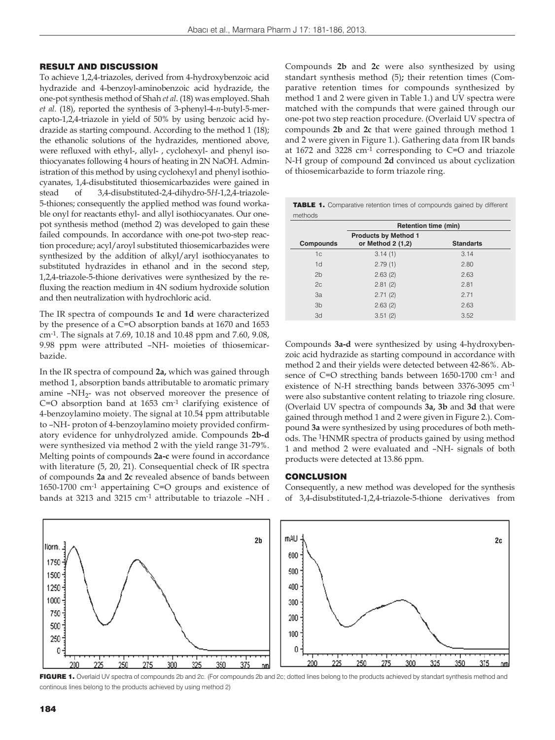## RESULT AND DISCUSSION

To achieve 1,2,4-triazoles, derived from 4-hydroxybenzoic acid hydrazide and 4-benzoyl-aminobenzoic acid hydrazide, the one-pot synthesis method of Shah *et al.* (18) was employed. Shah *et al.* (18), reported the synthesis of 3-phenyl-4-*n*-butyl-5-mercapto-1,2,4-triazole in yield of 50% by using benzoic acid hydrazide as starting compound. According to the method 1 (18); the ethanolic solutions of the hydrazides, mentioned above, were refluxed with ethyl-, allyl- , cyclohexyl- and phenyl isothiocyanates following 4 hours of heating in 2N NaOH. Administration of this method by using cyclohexyl and phenyl isothiocyanates, 1,4-disubstituted thiosemicarbazides were gained in stead of 3,4-disubstituted-2,4-dihydro-5*H*-1,2,4-triazole-5-thiones; consequently the applied method was found workable onyl for reactants ethyl- and allyl isothiocyanates. Our one-pot synthesis method (method 2) was developed to gain these failed compounds. In accordance with one-pot two-step reaction procedure; acyl/aroyl substituted thiosemicarbazides were synthesized by the addition of alkyl/aryl isothiocyanates to substituted hydrazides in ethanol and in the second step, 1,2,4-triazole-5-thione derivatives were synthesized by the refluxing the reaction medium in 4N sodium hydroxide solution and then neutralization with hydrochloric acid.

The IR spectra of compounds **1c** and **1d** were characterized by the presence of a C=O absorption bands at 1670 and 1653 $cm^{-1}$. The signals at 7.69, 10.18 and 10.48 ppm and 7.60, 9.08, 9.98 ppm were attributed –NH- moieties of thiosemicarbazide.

In the IR spectra of compound **2a,** which was gained through method 1, absorption bands attributable to aromatic primary amine $-NH_2$- was not observed moreover the presence of C=O absorption band at 1653 $cm^{-1}$ clarifying existence of 4-benzoylamino moiety. The signal at 10.54 ppm attributable to –NH- proton of 4-benzoylamino moiety provided confirmatory evidence for unhydrolyzed amide. Compounds **2b-d** were synthesized via method 2 with the yield range 31-79%. Melting points of compounds **2a-c** were found in accordance with literature (5, 20, 21). Consequential check of IR spectra of compounds **2a** and **2c** revealed absence of bands between 1650-1700 $cm^{-1}$ appertaining C=O groups and existence of bands at 3213 and 3215 $cm^{-1}$ attributable to triazole –NH .

Compounds **2b** and **2c** were also synthesized by using standart synthesis method (5)**;** their retention times (Comparative retention times for compounds synthesized by method 1 and 2 were given in Table 1.) and UV spectra were matched with the compunds that were gained through our one-pot two step reaction procedure. (Overlaid UV spectra of compounds **2b** and **2c** that were gained through method 1 and 2 were given in Figure 1.). Gathering data from IR bands at 1672 and 3228 $cm^{-1}$ corresponding to C=O and triazole N-H group of compound **2d** convinced us about cyclization of thiosemicarbazide to form triazole ring.

**TABLE 1.** Comparative retention times of compounds gained by different methods

| Compounds | Retention time (min) Products by Method 1 or Method 2 (1,2) | Standarts |
|---|---|---|
| 1c | 3.14 (1) | 3.14 |
| 1d | 2.79 (1) | 2.80 |
| 2b | 2.63 (2) | 2.63 |
| 2c | 2.81 (2) | 2.81 |
| 3a | 2.71 (2) | 2.71 |
| 3b | 2.63 (2) | 2.63 |
| 3d | 3.51 (2) | 3.52 |

Compounds **3a-d** were synthesized by using 4-hydroxybenzoic acid hydrazide as starting compound in accordance with method 2 and their yields were detected between 42-86%. Absence of C=O strecthing bands between 1650-1700 $cm^{-1}$ and existence of N-H streching bands between 3376-3095 $cm^{-1}$ were also substantive content relating to triazole ring closure. (Overlaid UV spectra of compounds **3a, 3b** and **3d** that were gained through method 1 and 2 were given in Figure 2.). Compound **3a** were synthesized by using procedures of both methods. The $^{1}$HNMR spectra of products gained by using method 1 and method 2 were evaluated and –NH- signals of both products were detected at 13.86 ppm.

## CONCLUSION

Consequently, a new method was developed for the synthesis of 3,4-disubstituted-1,2,4-triazole-5-thione derivatives from

**FIGURE 1.** Overlaid UV spectra of compounds 2b and 2c. (For compounds 2b and 2c; dotted lines belong to the products achieved by standart synthesis method and continous lines belong to the products achieved by using method 2)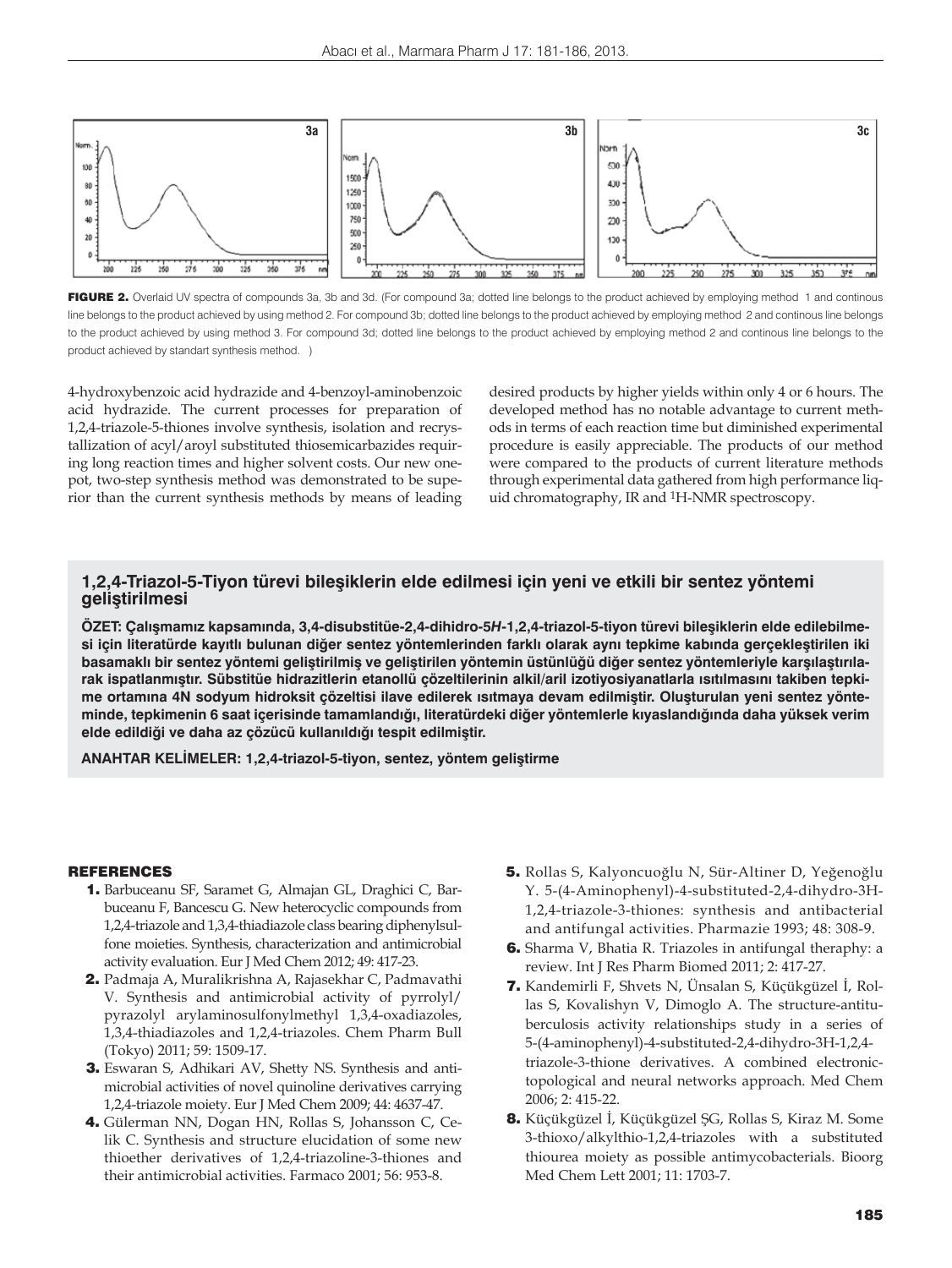**FIGURE 2.** Overlaid UV spectra of compounds 3a, 3b and 3d. (For compound 3a; dotted line belongs to the product achieved by employing method 1 and continous line belongs to the product achieved by using method 2. For compound 3b; dotted line belongs to the product achieved by employing method 2 and continous line belongs to the product achieved by using method 3. For compound 3d; dotted line belongs to the product achieved by employing method 2 and continous line belongs to the product achieved by standart synthesis method. )

4-hydroxybenzoic acid hydrazide and 4-benzoyl-aminobenzoic acid hydrazide. The current processes for preparation of 1,2,4-triazole-5-thiones involve synthesis, isolation and recrystallization of acyl/aroyl substituted thiosemicarbazides requiring long reaction times and higher solvent costs. Our new one-pot, two-step synthesis method was demonstrated to be superior than the current synthesis methods by means of leading desired products by higher yields within only 4 or 6 hours. The developed method has no notable advantage to current methods in terms of each reaction time but diminished experimental procedure is easily appreciable. The products of our method were compared to the products of current literature methods through experimental data gathered from high performance liquid chromatography, IR and $^{1}$H-NMR spectroscopy.

## 1,2,4-Triazol-5-Tiyon türevi bileşiklerin elde edilmesi için yeni ve etkili bir sentez yöntemi geliştirilmesi

**ÖZET: Çalışmamız kapsamında, 3,4-disubstitüe-2,4-dihidro-5*H*-1,2,4-triazol-5-tiyon türevi bileşiklerin elde edilebilmesi için literatürde kayıtlı bulunan diğer sentez yöntemlerinden farklı olarak aynı tepkime kabında gerçekleştirilen iki basamaklı bir sentez yöntemi geliştirilmiş ve geliştirilen yöntemin üstünlüğü diğer sentez yöntemleriyle karşılaştırılarak ispatlanmıştır. Sübstitüe hidrazitlerin etanollü çözeltilerinin alkil/aril izotiyosiyanatlarla ısıtılmasını takiben tepkime ortamına 4N sodyum hidroksit çözeltisi ilave edilerek ısıtmaya devam edilmiştir. Oluşturulan yeni sentez yönteminde, tepkimenin 6 saat içerisinde tamamlandığı, literatürdeki diğer yöntemlerle kıyaslandığında daha yüksek verim elde edildiği ve daha az çözücü kullanıldığı tespit edilmiştir.**

**ANAHTAR KELİMELER: 1,2,4-triazol-5-tiyon, sentez, yöntem geliştirme**

## REFERENCES

1. Barbuceanu SF, Saramet G, Almajan GL, Draghici C, Barbuceanu F, Bancescu G. New heterocyclic compounds from 1,2,4-triazole and 1,3,4-thiadiazole class bearing diphenylsulfone moieties. Synthesis, characterization and antimicrobial activity evaluation. Eur J Med Chem 2012; 49: 417-23.
2. Padmaja A, Muralikrishna A, Rajasekhar C, Padmavathi V. Synthesis and antimicrobial activity of pyrrolyl/pyrazolyl arylaminosulfonylmethyl 1,3,4-oxadiazoles, 1,3,4-thiadiazoles and 1,2,4-triazoles. Chem Pharm Bull (Tokyo) 2011; 59: 1509-17.
3. Eswaran S, Adhikari AV, Shetty NS. Synthesis and antimicrobial activities of novel quinoline derivatives carrying 1,2,4-triazole moiety. Eur J Med Chem 2009; 44: 4637-47.
4. Gülerman NN, Dogan HN, Rollas S, Johansson C, Celik C. Synthesis and structure elucidation of some new thioether derivatives of 1,2,4-triazoline-3-thiones and their antimicrobial activities. Farmaco 2001; 56: 953-8.
5. Rollas S, Kalyoncuoğlu N, Sür-Altiner D, Yeğenoğlu Y. 5-(4-Aminophenyl)-4-substituted-2,4-dihydro-3H-1,2,4-triazole-3-thiones: synthesis and antibacterial and antifungal activities. Pharmazie 1993; 48: 308-9.
6. Sharma V, Bhatia R. Triazoles in antifungal theraphy: a review. Int J Res Pharm Biomed 2011; 2: 417-27.
7. Kandemirli F, Shvets N, Ünsalan S, Küçükgüzel İ, Rollas S, Kovalishyn V, Dimoglo A. The structure-antituberculosis activity relationships study in a series of 5-(4-aminophenyl)-4-substituted-2,4-dihydro-3H-1,2,4-triazole-3-thione derivatives. A combined electronic-topological and neural networks approach. Med Chem 2006; 2: 415-22.
8. Küçükgüzel İ, Küçükgüzel ŞG, Rollas S, Kiraz M. Some 3-thioxo/alkylthio-1,2,4-triazoles with a substituted thiourea moiety as possible antimycobacterials. Bioorg Med Chem Lett 2001; 11: 1703-7.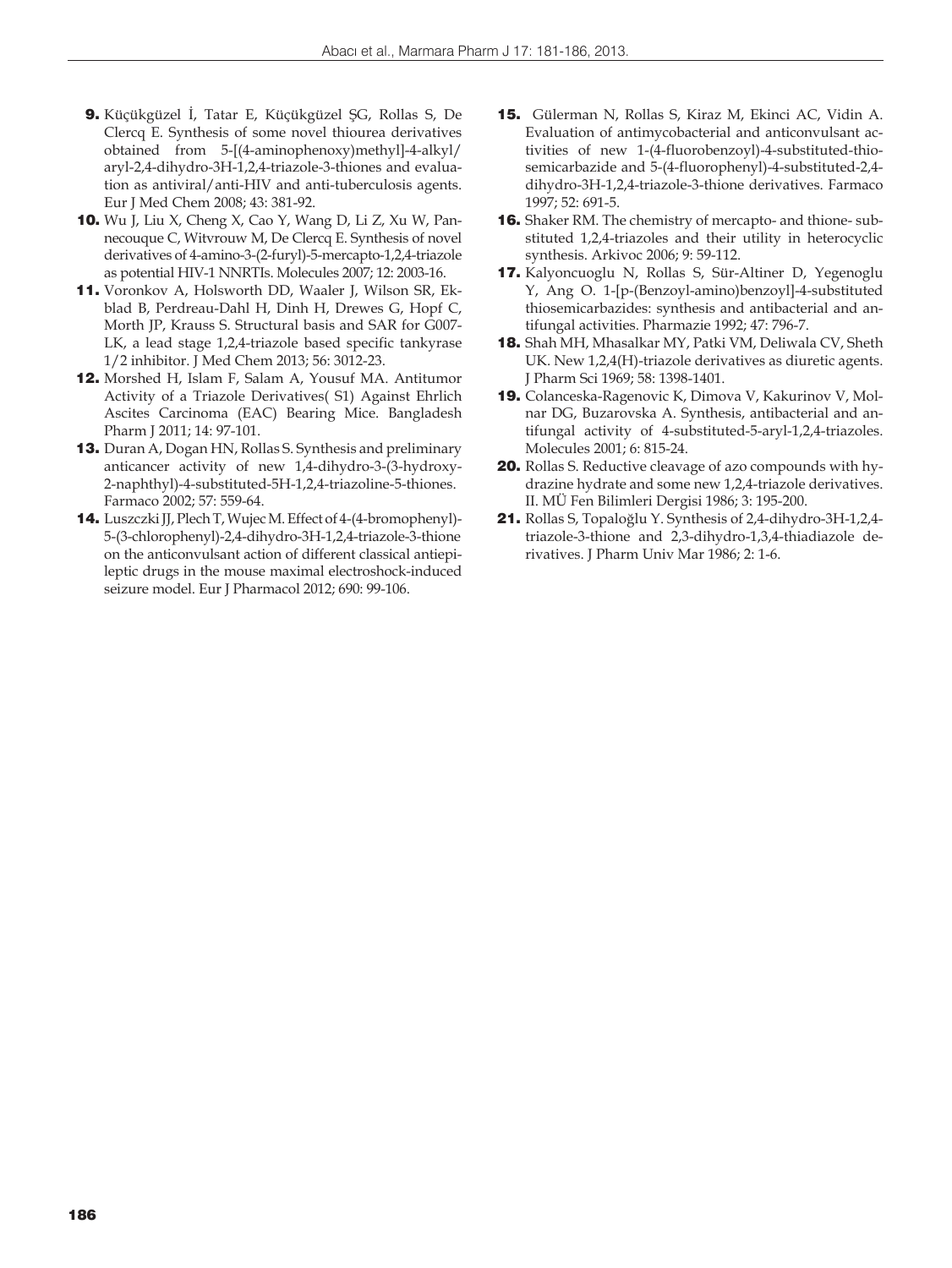9. Küçükgüzel İ, Tatar E, Küçükgüzel ŞG, Rollas S, De Clercq E. Synthesis of some novel thiourea derivatives obtained from 5-[(4-aminophenoxy)methyl]-4-alkyl/aryl-2,4-dihydro-3H-1,2,4-triazole-3-thiones and evaluation as antiviral/anti-HIV and anti-tuberculosis agents. Eur J Med Chem 2008; 43: 381-92.
10. Wu J, Liu X, Cheng X, Cao Y, Wang D, Li Z, Xu W, Pannecouque C, Witvrouw M, De Clercq E. Synthesis of novel derivatives of 4-amino-3-(2-furyl)-5-mercapto-1,2,4-triazole as potential HIV-1 NNRTIs. Molecules 2007; 12: 2003-16.
11. Voronkov A, Holsworth DD, Waaler J, Wilson SR, Ekblad B, Perdreau-Dahl H, Dinh H, Drewes G, Hopf C, Morth JP, Krauss S. Structural basis and SAR for G007-LK, a lead stage 1,2,4-triazole based specific tankyrase 1/2 inhibitor. J Med Chem 2013; 56: 3012-23.
12. Morshed H, Islam F, Salam A, Yousuf MA. Antitumor Activity of a Triazole Derivatives( S1) Against Ehrlich Ascites Carcinoma (EAC) Bearing Mice. Bangladesh Pharm J 2011; 14: 97-101.
13. Duran A, Dogan HN, Rollas S. Synthesis and preliminary anticancer activity of new 1,4-dihydro-3-(3-hydroxy-2-naphthyl)-4-substituted-5H-1,2,4-triazoline-5-thiones. Farmaco 2002; 57: 559-64.
14. Luszczki JJ, Plech T, Wujec M. Effect of 4-(4-bromophenyl)-5-(3-chlorophenyl)-2,4-dihydro-3H-1,2,4-triazole-3-thione on the anticonvulsant action of different classical antiepileptic drugs in the mouse maximal electroshock-induced seizure model. Eur J Pharmacol 2012; 690: 99-106.
15. Gülerman N, Rollas S, Kiraz M, Ekinci AC, Vidin A. Evaluation of antimycobacterial and anticonvulsant activities of new 1-(4-fluorobenzoyl)-4-substituted-thiosemicarbazide and 5-(4-fluorophenyl)-4-substituted-2,4-dihydro-3H-1,2,4-triazole-3-thione derivatives. Farmaco 1997; 52: 691-5.
16. Shaker RM. The chemistry of mercapto- and thione- substituted 1,2,4-triazoles and their utility in heterocyclic synthesis. Arkivoc 2006; 9: 59-112.
17. Kalyoncuoglu N, Rollas S, Sür-Altiner D, Yegenoglu Y, Ang O. 1-[p-(Benzoyl-amino)benzoyl]-4-substituted thiosemicarbazides: synthesis and antibacterial and antifungal activities. Pharmazie 1992; 47: 796-7.
18. Shah MH, Mhasalkar MY, Patki VM, Deliwala CV, Sheth UK. New 1,2,4(H)-triazole derivatives as diuretic agents. J Pharm Sci 1969; 58: 1398-1401.
19. Colanceska-Ragenovic K, Dimova V, Kakurinov V, Molnar DG, Buzarovska A. Synthesis, antibacterial and antifungal activity of 4-substituted-5-aryl-1,2,4-triazoles. Molecules 2001; 6: 815-24.
20. Rollas S. Reductive cleavage of azo compounds with hydrazine hydrate and some new 1,2,4-triazole derivatives. II. MÜ Fen Bilimleri Dergisi 1986; 3: 195-200.
21. Rollas S, Topaloğlu Y. Synthesis of 2,4-dihydro-3H-1,2,4-triazole-3-thione and 2,3-dihydro-1,3,4-thiadiazole derivatives. J Pharm Univ Mar 1986; 2: 1-6.